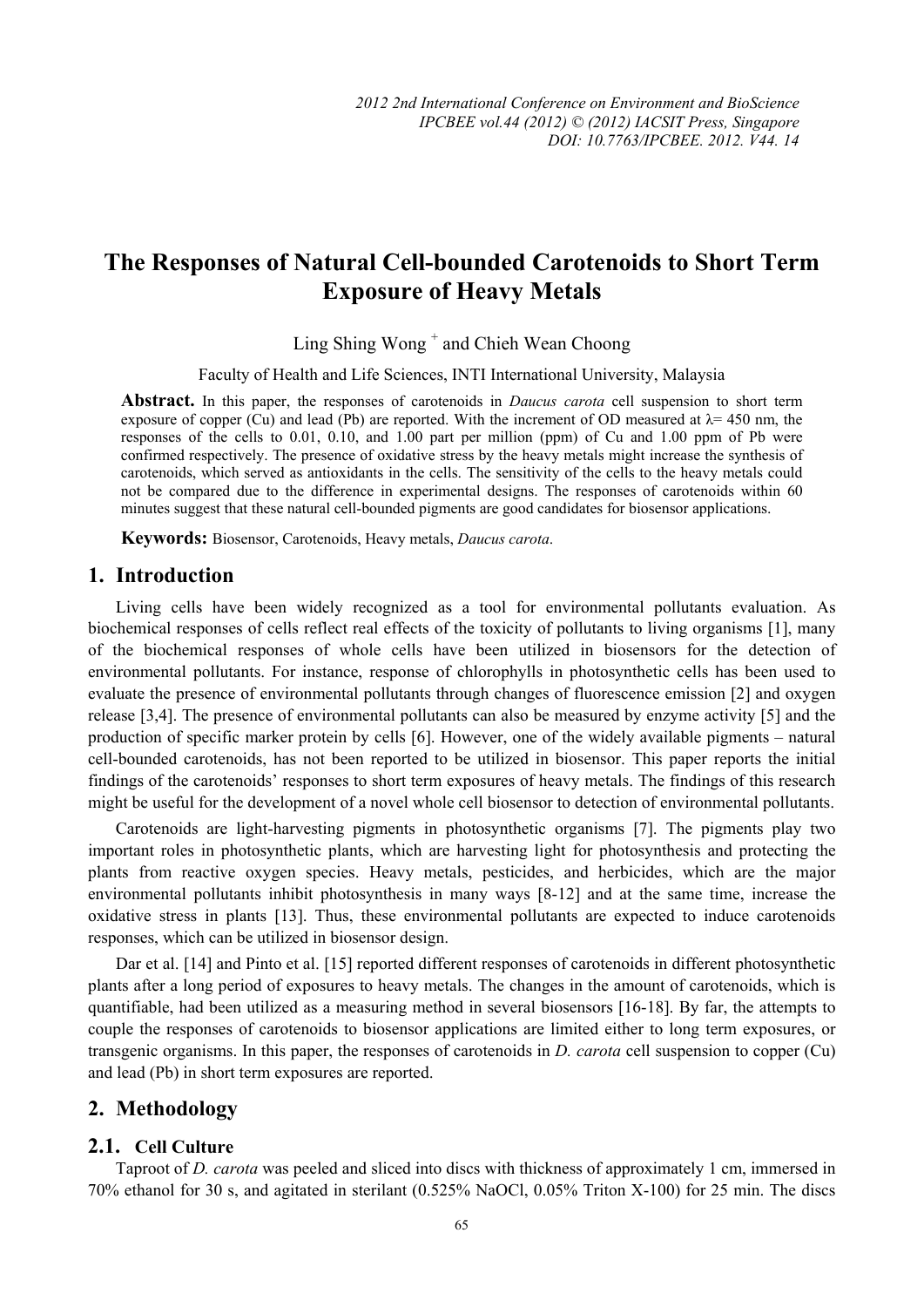# The Responses of Natural Cell-bounded Carotenoids to Short Term Exposure of Heavy Metals

Ling Shing Wong [+] and Chieh Wean Choong

Faculty of Health and Life Sciences, INTI International University, Malaysia

**Abstract.** In this paper, the responses of carotenoids in *Daucus carota* cell suspension to short term exposure of copper (Cu) and lead (Pb) are reported. With the increment of OD measured at λ= 450 nm, the responses of the cells to 0.01, 0.10, and 1.00 part per million (ppm) of Cu and 1.00 ppm of Pb were confirmed respectively. The presence of oxidative stress by the heavy metals might increase the synthesis of carotenoids, which served as antioxidants in the cells. The sensitivity of the cells to the heavy metals could not be compared due to the difference in experimental designs. The responses of carotenoids within 60 minutes suggest that these natural cell-bounded pigments are good candidates for biosensor applications.

**Keywords:** Biosensor, Carotenoids, Heavy metals, *Daucus carota*.

## 1. Introduction

Living cells have been widely recognized as a tool for environmental pollutants evaluation. As biochemical responses of cells reflect real effects of the toxicity of pollutants to living organisms [1], many of the biochemical responses of whole cells have been utilized in biosensors for the detection of environmental pollutants. For instance, response of chlorophylls in photosynthetic cells has been used to evaluate the presence of environmental pollutants through changes of fluorescence emission [2] and oxygen release [3,4]. The presence of environmental pollutants can also be measured by enzyme activity [5] and the production of specific marker protein by cells [6]. However, one of the widely available pigments – natural cell-bounded carotenoids, has not been reported to be utilized in biosensor. This paper reports the initial findings of the carotenoids' responses to short term exposures of heavy metals. The findings of this research might be useful for the development of a novel whole cell biosensor to detection of environmental pollutants.

Carotenoids are light-harvesting pigments in photosynthetic organisms [7]. The pigments play two important roles in photosynthetic plants, which are harvesting light for photosynthesis and protecting the plants from reactive oxygen species. Heavy metals, pesticides, and herbicides, which are the major environmental pollutants inhibit photosynthesis in many ways [8-12] and at the same time, increase the oxidative stress in plants [13]. Thus, these environmental pollutants are expected to induce carotenoids responses, which can be utilized in biosensor design.

Dar et al. [14] and Pinto et al. [15] reported different responses of carotenoids in different photosynthetic plants after a long period of exposures to heavy metals. The changes in the amount of carotenoids, which is quantifiable, had been utilized as a measuring method in several biosensors [16-18]. By far, the attempts to couple the responses of carotenoids to biosensor applications are limited either to long term exposures, or transgenic organisms. In this paper, the responses of carotenoids in *D. carota* cell suspension to copper (Cu) and lead (Pb) in short term exposures are reported.

## 2. Methodology

### 2.1. Cell Culture

Taproot of *D. carota* was peeled and sliced into discs with thickness of approximately 1 cm, immersed in 70% ethanol for 30 s, and agitated in sterilant (0.525% NaOCl, 0.05% Triton X-100) for 25 min. The discs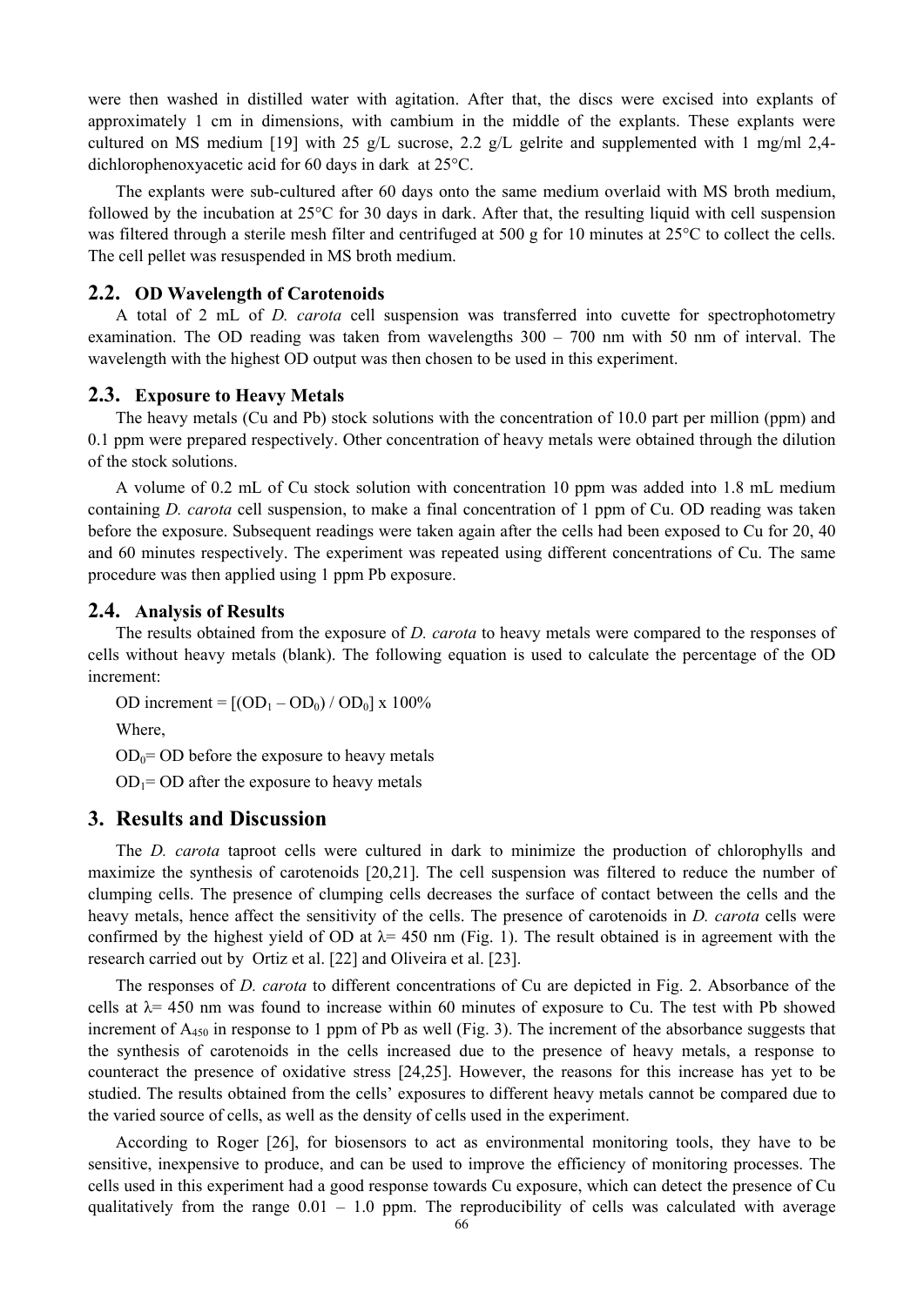were then washed in distilled water with agitation. After that, the discs were excised into explants of approximately 1 cm in dimensions, with cambium in the middle of the explants. These explants were cultured on MS medium [19] with 25 g/L sucrose, 2.2 g/L gelrite and supplemented with 1 mg/ml 2,4-dichlorophenoxyacetic acid for 60 days in dark at 25°C.

The explants were sub-cultured after 60 days onto the same medium overlaid with MS broth medium, followed by the incubation at 25°C for 30 days in dark. After that, the resulting liquid with cell suspension was filtered through a sterile mesh filter and centrifuged at 500 g for 10 minutes at 25°C to collect the cells. The cell pellet was resuspended in MS broth medium.

## 2.2. OD Wavelength of Carotenoids

A total of 2 mL of *D. carota* cell suspension was transferred into cuvette for spectrophotometry examination. The OD reading was taken from wavelengths 300 – 700 nm with 50 nm of interval. The wavelength with the highest OD output was then chosen to be used in this experiment.

## 2.3. Exposure to Heavy Metals

The heavy metals (Cu and Pb) stock solutions with the concentration of 10.0 part per million (ppm) and 0.1 ppm were prepared respectively. Other concentration of heavy metals were obtained through the dilution of the stock solutions.

A volume of 0.2 mL of Cu stock solution with concentration 10 ppm was added into 1.8 mL medium containing *D. carota* cell suspension, to make a final concentration of 1 ppm of Cu. OD reading was taken before the exposure. Subsequent readings were taken again after the cells had been exposed to Cu for 20, 40 and 60 minutes respectively. The experiment was repeated using different concentrations of Cu. The same procedure was then applied using 1 ppm Pb exposure.

## 2.4. Analysis of Results

The results obtained from the exposure of *D. carota* to heavy metals were compared to the responses of cells without heavy metals (blank). The following equation is used to calculate the percentage of the OD increment:

$$\text{OD increment} = [(OD_1 - OD_0) / OD_0] \times 100\%$$

Where,

$OD_0$= OD before the exposure to heavy metals

$OD_1$= OD after the exposure to heavy metals

# 3. Results and Discussion

The *D. carota* taproot cells were cultured in dark to minimize the production of chlorophylls and maximize the synthesis of carotenoids [20,21]. The cell suspension was filtered to reduce the number of clumping cells. The presence of clumping cells decreases the surface of contact between the cells and the heavy metals, hence affect the sensitivity of the cells. The presence of carotenoids in *D. carota* cells were confirmed by the highest yield of OD at $\lambda$= 450 nm (Fig. 1). The result obtained is in agreement with the research carried out by Ortiz et al. [22] and Oliveira et al. [23].

The responses of *D. carota* to different concentrations of Cu are depicted in Fig. 2. Absorbance of the cells at $\lambda$= 450 nm was found to increase within 60 minutes of exposure to Cu. The test with Pb showed increment of $A_{450}$ in response to 1 ppm of Pb as well (Fig. 3). The increment of the absorbance suggests that the synthesis of carotenoids in the cells increased due to the presence of heavy metals, a response to counteract the presence of oxidative stress [24,25]. However, the reasons for this increase has yet to be studied. The results obtained from the cells' exposures to different heavy metals cannot be compared due to the varied source of cells, as well as the density of cells used in the experiment.

According to Roger [26], for biosensors to act as environmental monitoring tools, they have to be sensitive, inexpensive to produce, and can be used to improve the efficiency of monitoring processes. The cells used in this experiment had a good response towards Cu exposure, which can detect the presence of Cu qualitatively from the range 0.01 – 1.0 ppm. The reproducibility of cells was calculated with average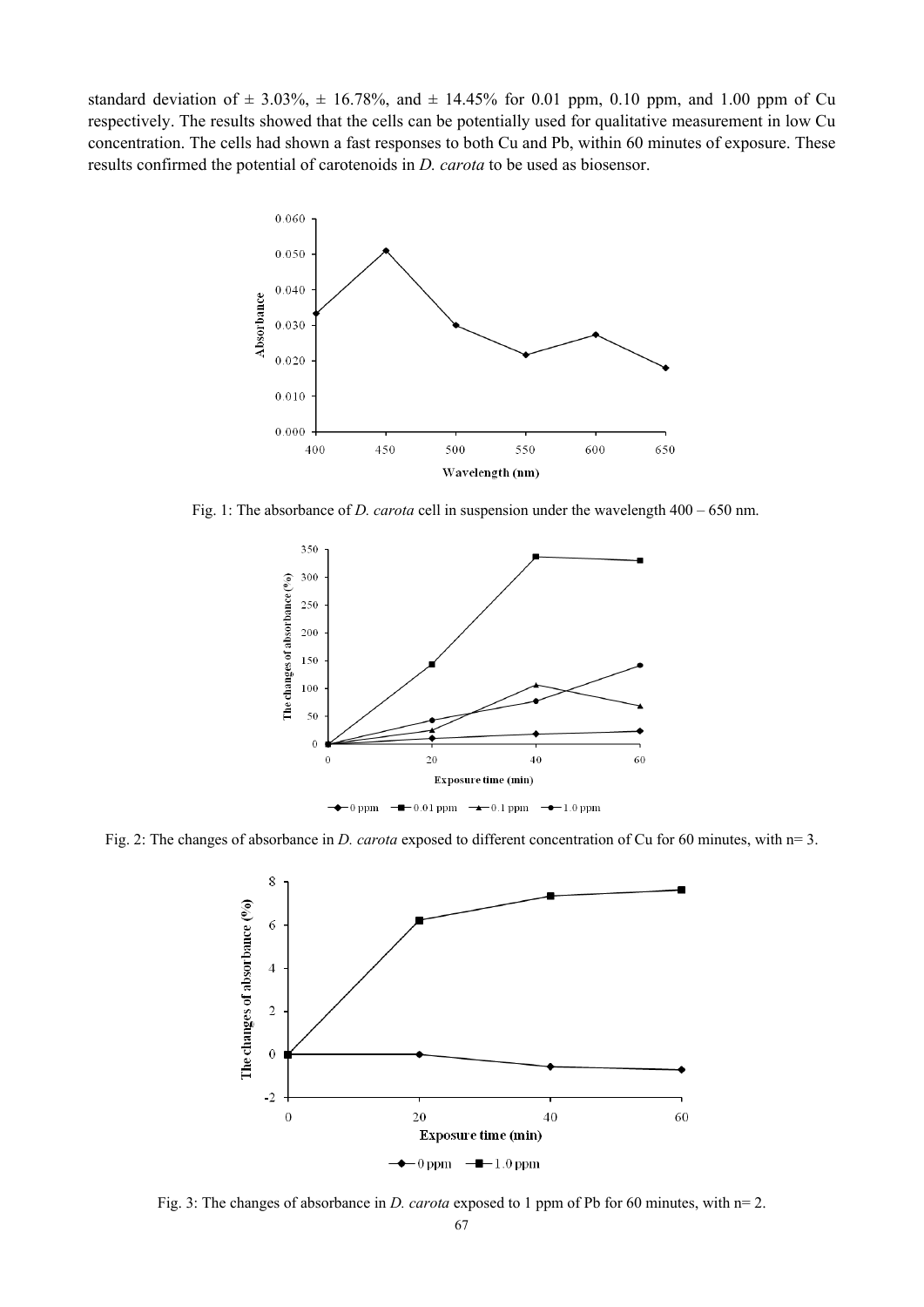standard deviation of ± 3.03%, ± 16.78%, and ± 14.45% for 0.01 ppm, 0.10 ppm, and 1.00 ppm of Cu respectively. The results showed that the cells can be potentially used for qualitative measurement in low Cu concentration. The cells had shown a fast responses to both Cu and Pb, within 60 minutes of exposure. These results confirmed the potential of carotenoids in *D. carota* to be used as biosensor.

Fig. 1: The absorbance of *D. carota* cell in suspension under the wavelength 400 – 650 nm.

Fig. 2: The changes of absorbance in *D. carota* exposed to different concentration of Cu for 60 minutes, with n= 3.

Fig. 3: The changes of absorbance in *D. carota* exposed to 1 ppm of Pb for 60 minutes, with n= 2.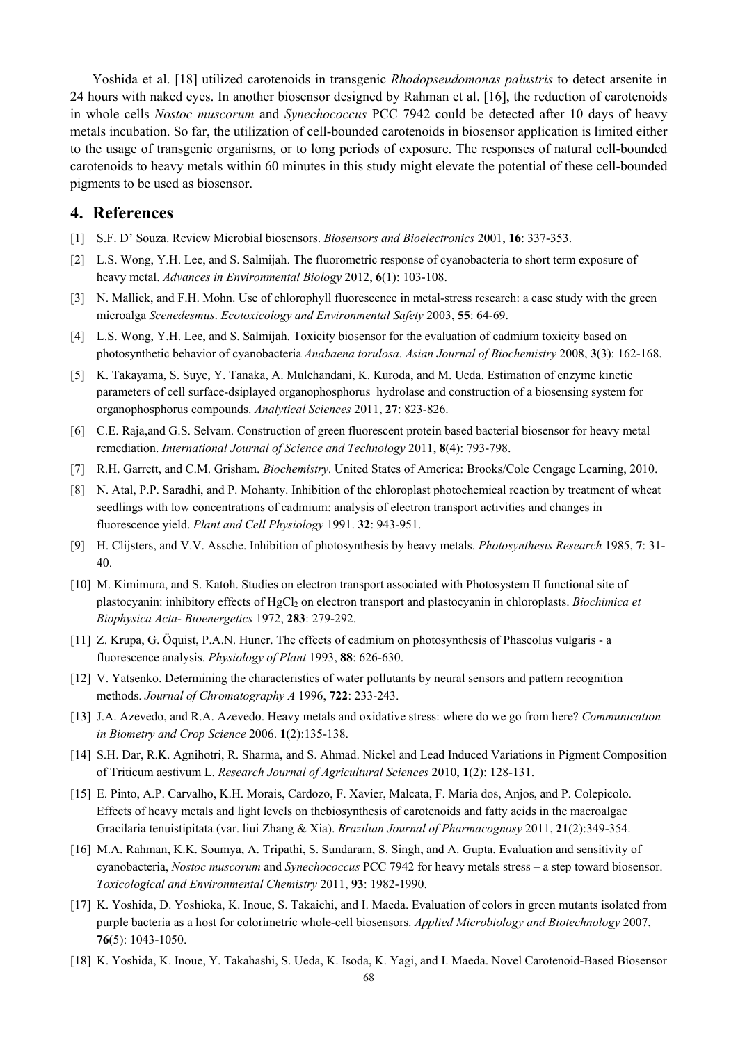Yoshida et al. [18] utilized carotenoids in transgenic *Rhodopseudomonas palustris* to detect arsenite in 24 hours with naked eyes. In another biosensor designed by Rahman et al. [16], the reduction of carotenoids in whole cells *Nostoc muscorum* and *Synechococcus* PCC 7942 could be detected after 10 days of heavy metals incubation. So far, the utilization of cell-bounded carotenoids in biosensor application is limited either to the usage of transgenic organisms, or to long periods of exposure. The responses of natural cell-bounded carotenoids to heavy metals within 60 minutes in this study might elevate the potential of these cell-bounded pigments to be used as biosensor.

## 4. References

[1] S.F. D' Souza. Review Microbial biosensors. *Biosensors and Bioelectronics* 2001, **16**: 337-353.

[2] L.S. Wong, Y.H. Lee, and S. Salmijah. The fluorometric response of cyanobacteria to short term exposure of heavy metal. *Advances in Environmental Biology* 2012, **6**(1): 103-108.

[3] N. Mallick, and F.H. Mohn. Use of chlorophyll fluorescence in metal-stress research: a case study with the green microalga *Scenedesmus*. *Ecotoxicology and Environmental Safety* 2003, **55**: 64-69.

[4] L.S. Wong, Y.H. Lee, and S. Salmijah. Toxicity biosensor for the evaluation of cadmium toxicity based on photosynthetic behavior of cyanobacteria *Anabaena torulosa*. *Asian Journal of Biochemistry* 2008, **3**(3): 162-168.

[5] K. Takayama, S. Suye, Y. Tanaka, A. Mulchandani, K. Kuroda, and M. Ueda. Estimation of enzyme kinetic parameters of cell surface-dsiplayed organophosphorus hydrolase and construction of a biosensing system for organophosphorus compounds. *Analytical Sciences* 2011, **27**: 823-826.

[6] C.E. Raja,and G.S. Selvam. Construction of green fluorescent protein based bacterial biosensor for heavy metal remediation. *International Journal of Science and Technology* 2011, **8**(4): 793-798.

[7] R.H. Garrett, and C.M. Grisham. *Biochemistry*. United States of America: Brooks/Cole Cengage Learning, 2010.

[8] N. Atal, P.P. Saradhi, and P. Mohanty. Inhibition of the chloroplast photochemical reaction by treatment of wheat seedlings with low concentrations of cadmium: analysis of electron transport activities and changes in fluorescence yield. *Plant and Cell Physiology* 1991. **32**: 943-951.

[9] H. Clijsters, and V.V. Assche. Inhibition of photosynthesis by heavy metals. *Photosynthesis Research* 1985, **7**: 31-40.

[10] M. Kimimura, and S. Katoh. Studies on electron transport associated with Photosystem II functional site of plastocyanin: inhibitory effects of $HgCl_2$ on electron transport and plastocyanin in chloroplasts. *Biochimica et Biophysica Acta- Bioenergetics* 1972, **283**: 279-292.

[11] Z. Krupa, G. Öquist, P.A.N. Huner. The effects of cadmium on photosynthesis of Phaseolus vulgaris - a fluorescence analysis. *Physiology of Plant* 1993, **88**: 626-630.

[12] V. Yatsenko. Determining the characteristics of water pollutants by neural sensors and pattern recognition methods. *Journal of Chromatography A* 1996, **722**: 233-243.

[13] J.A. Azevedo, and R.A. Azevedo. Heavy metals and oxidative stress: where do we go from here? *Communication in Biometry and Crop Science* 2006. **1**(2):135-138.

[14] S.H. Dar, R.K. Agnihotri, R. Sharma, and S. Ahmad. Nickel and Lead Induced Variations in Pigment Composition of Triticum aestivum L. *Research Journal of Agricultural Sciences* 2010, **1**(2): 128-131.

[15] E. Pinto, A.P. Carvalho, K.H. Morais, Cardozo, F. Xavier, Malcata, F. Maria dos, Anjos, and P. Colepicolo. Effects of heavy metals and light levels on thebiosynthesis of carotenoids and fatty acids in the macroalgae Gracilaria tenuistipitata (var. liui Zhang & Xia). *Brazilian Journal of Pharmacognosy* 2011, **21**(2):349-354.

[16] M.A. Rahman, K.K. Soumya, A. Tripathi, S. Sundaram, S. Singh, and A. Gupta. Evaluation and sensitivity of cyanobacteria, *Nostoc muscorum* and *Synechococcus* PCC 7942 for heavy metals stress – a step toward biosensor. *Toxicological and Environmental Chemistry* 2011, **93**: 1982-1990.

[17] K. Yoshida, D. Yoshioka, K. Inoue, S. Takaichi, and I. Maeda. Evaluation of colors in green mutants isolated from purple bacteria as a host for colorimetric whole-cell biosensors. *Applied Microbiology and Biotechnology* 2007, **76**(5): 1043-1050.

[18] K. Yoshida, K. Inoue, Y. Takahashi, S. Ueda, K. Isoda, K. Yagi, and I. Maeda. Novel Carotenoid-Based Biosensor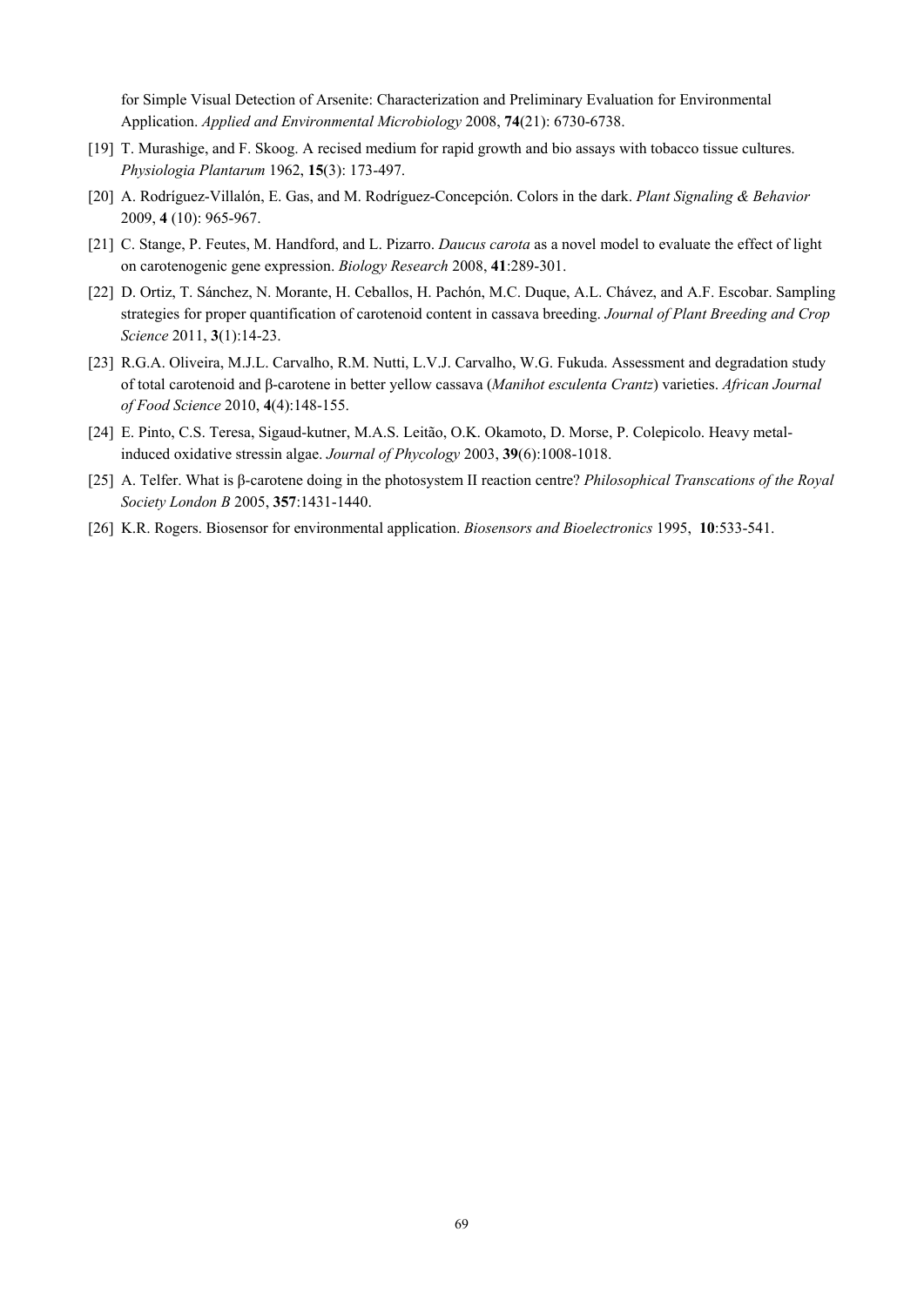for Simple Visual Detection of Arsenite: Characterization and Preliminary Evaluation for Environmental Application. *Applied and Environmental Microbiology* 2008, **74**(21): 6730-6738.

[19] T. Murashige, and F. Skoog. A recised medium for rapid growth and bio assays with tobacco tissue cultures. *Physiologia Plantarum* 1962, **15**(3): 173-497.

[20] A. Rodríguez-Villalón, E. Gas, and M. Rodríguez-Concepción. Colors in the dark. *Plant Signaling & Behavior* 2009, **4** (10): 965-967.

[21] C. Stange, P. Feutes, M. Handford, and L. Pizarro. *Daucus carota* as a novel model to evaluate the effect of light on carotenogenic gene expression. *Biology Research* 2008, **41**:289-301.

[22] D. Ortiz, T. Sánchez, N. Morante, H. Ceballos, H. Pachón, M.C. Duque, A.L. Chávez, and A.F. Escobar. Sampling strategies for proper quantification of carotenoid content in cassava breeding. *Journal of Plant Breeding and Crop Science* 2011, **3**(1):14-23.

[23] R.G.A. Oliveira, M.J.L. Carvalho, R.M. Nutti, L.V.J. Carvalho, W.G. Fukuda. Assessment and degradation study of total carotenoid and β-carotene in better yellow cassava (*Manihot esculenta Crantz*) varieties. *African Journal of Food Science* 2010, **4**(4):148-155.

[24] E. Pinto, C.S. Teresa, Sigaud-kutner, M.A.S. Leitão, O.K. Okamoto, D. Morse, P. Colepicolo. Heavy metal-induced oxidative stressin algae. *Journal of Phycology* 2003, **39**(6):1008-1018.

[25] A. Telfer. What is β-carotene doing in the photosystem II reaction centre? *Philosophical Transcations of the Royal Society London B* 2005, **357**:1431-1440.

[26] K.R. Rogers. Biosensor for environmental application. *Biosensors and Bioelectronics* 1995, **10**:533-541.